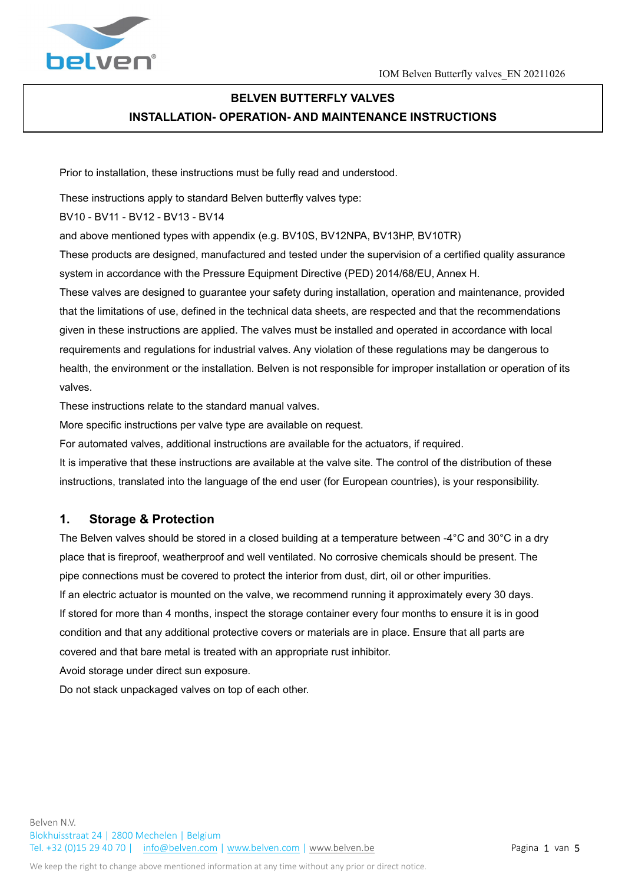# BELVEN BUTTERFLY VALVES
## INSTALLATION- OPERATION- AND MAINTENANCE INSTRUCTIONS

Prior to installation, these instructions must be fully read and understood.

These instructions apply to standard Belven butterfly valves type:

BV10 - BV11 - BV12 - BV13 - BV14

and above mentioned types with appendix (e.g. BV10S, BV12NPA, BV13HP, BV10TR)

These products are designed, manufactured and tested under the supervision of a certified quality assurance system in accordance with the Pressure Equipment Directive (PED) 2014/68/EU, Annex H.

These valves are designed to guarantee your safety during installation, operation and maintenance, provided that the limitations of use, defined in the technical data sheets, are respected and that the recommendations given in these instructions are applied. The valves must be installed and operated in accordance with local requirements and regulations for industrial valves. Any violation of these regulations may be dangerous to health, the environment or the installation. Belven is not responsible for improper installation or operation of its valves.

These instructions relate to the standard manual valves.

More specific instructions per valve type are available on request.

For automated valves, additional instructions are available for the actuators, if required.

It is imperative that these instructions are available at the valve site. The control of the distribution of these instructions, translated into the language of the end user (for European countries), is your responsibility.

## 1. Storage & Protection

The Belven valves should be stored in a closed building at a temperature between -4°C and 30°C in a dry place that is fireproof, weatherproof and well ventilated. No corrosive chemicals should be present. The pipe connections must be covered to protect the interior from dust, dirt, oil or other impurities.

If an electric actuator is mounted on the valve, we recommend running it approximately every 30 days.

If stored for more than 4 months, inspect the storage container every four months to ensure it is in good condition and that any additional protective covers or materials are in place. Ensure that all parts are covered and that bare metal is treated with an appropriate rust inhibitor.

Avoid storage under direct sun exposure.

Do not stack unpackaged valves on top of each other.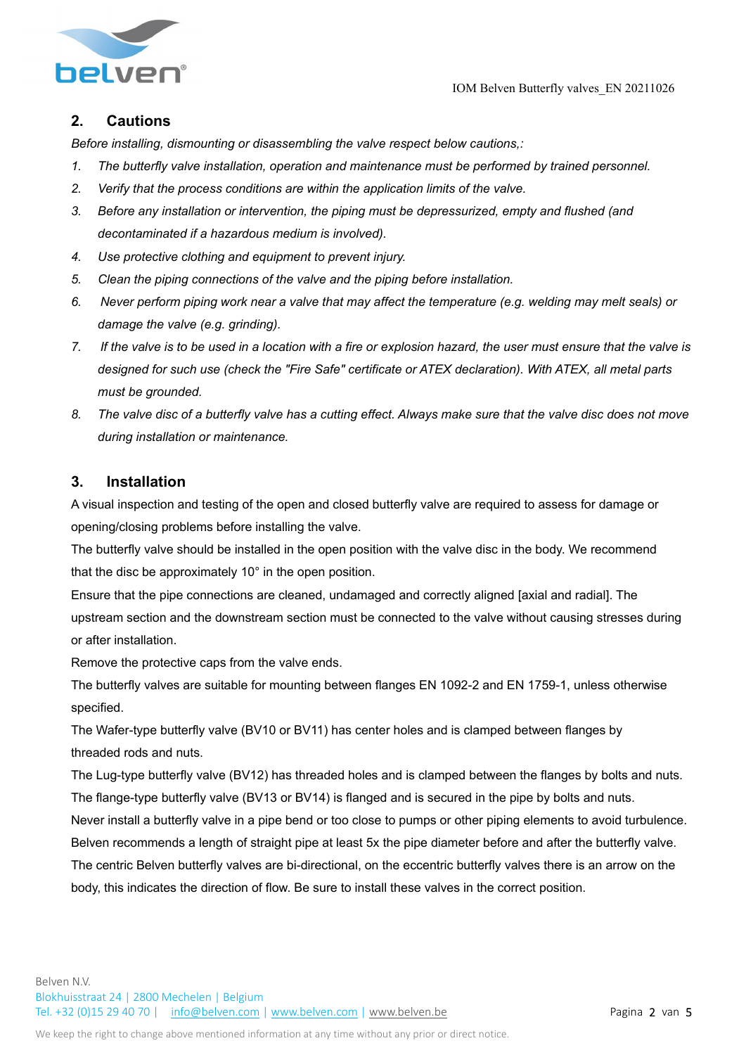## 2. Cautions

*Before installing, dismounting or disassembling the valve respect below cautions,:*

1. *The butterfly valve installation, operation and maintenance must be performed by trained personnel.*
2. *Verify that the process conditions are within the application limits of the valve.*
3. *Before any installation or intervention, the piping must be depressurized, empty and flushed (and decontaminated if a hazardous medium is involved).*
4. *Use protective clothing and equipment to prevent injury.*
5. *Clean the piping connections of the valve and the piping before installation.*
6. *Never perform piping work near a valve that may affect the temperature (e.g. welding may melt seals) or damage the valve (e.g. grinding).*
7. *If the valve is to be used in a location with a fire or explosion hazard, the user must ensure that the valve is designed for such use (check the "Fire Safe" certificate or ATEX declaration). With ATEX, all metal parts must be grounded.*
8. *The valve disc of a butterfly valve has a cutting effect. Always make sure that the valve disc does not move during installation or maintenance.*

## 3. Installation

A visual inspection and testing of the open and closed butterfly valve are required to assess for damage or opening/closing problems before installing the valve.

The butterfly valve should be installed in the open position with the valve disc in the body. We recommend that the disc be approximately 10° in the open position.

Ensure that the pipe connections are cleaned, undamaged and correctly aligned [axial and radial]. The upstream section and the downstream section must be connected to the valve without causing stresses during or after installation.

Remove the protective caps from the valve ends.

The butterfly valves are suitable for mounting between flanges EN 1092-2 and EN 1759-1, unless otherwise specified.

The Wafer-type butterfly valve (BV10 or BV11) has center holes and is clamped between flanges by threaded rods and nuts.

The Lug-type butterfly valve (BV12) has threaded holes and is clamped between the flanges by bolts and nuts.

The flange-type butterfly valve (BV13 or BV14) is flanged and is secured in the pipe by bolts and nuts.

Never install a butterfly valve in a pipe bend or too close to pumps or other piping elements to avoid turbulence.

Belven recommends a length of straight pipe at least 5x the pipe diameter before and after the butterfly valve.

The centric Belven butterfly valves are bi-directional, on the eccentric butterfly valves there is an arrow on the body, this indicates the direction of flow. Be sure to install these valves in the correct position.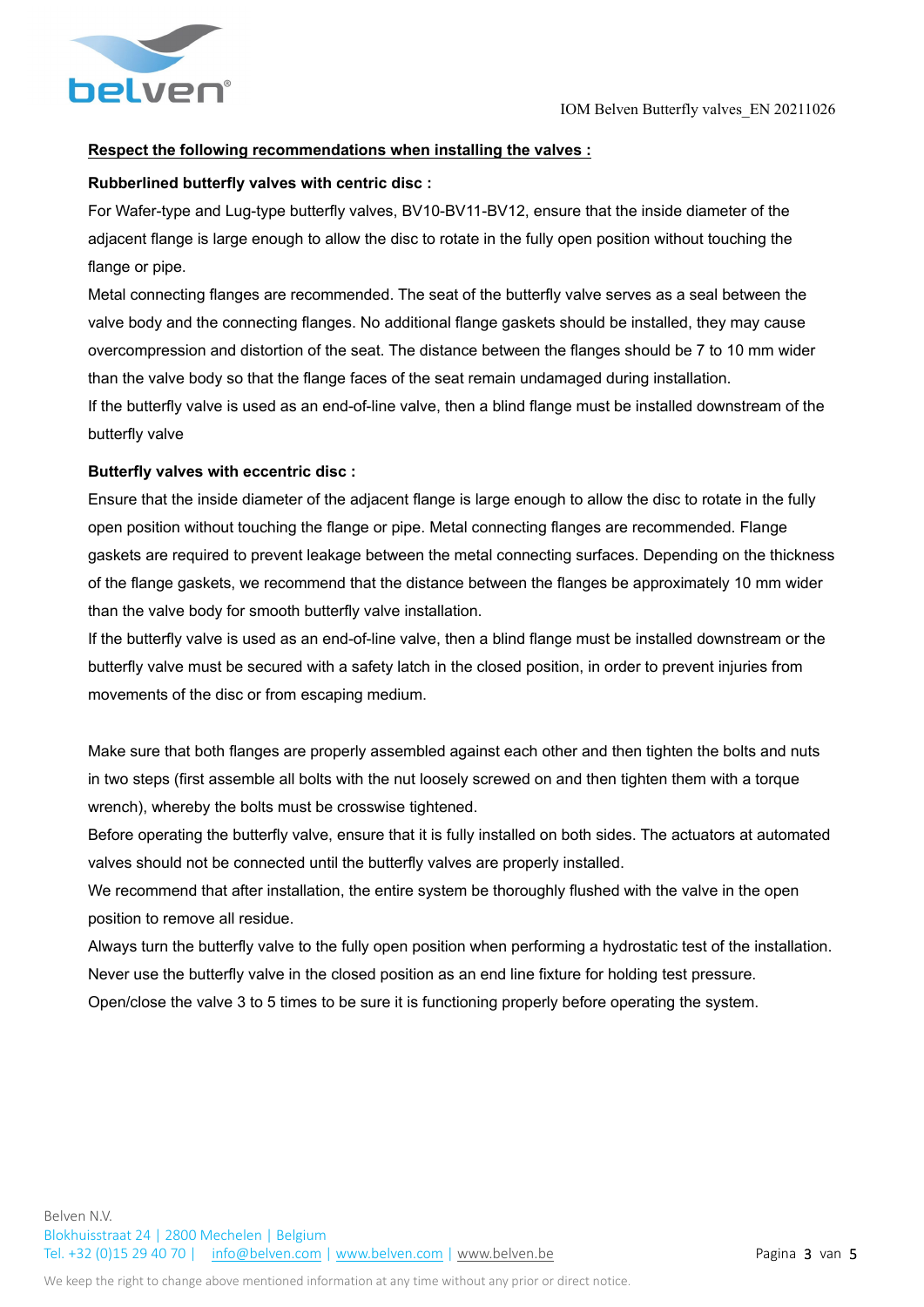**Respect the following recommendations when installing the valves :**

**Rubberlined butterfly valves with centric disc :**

For Wafer-type and Lug-type butterfly valves, BV10-BV11-BV12, ensure that the inside diameter of the adjacent flange is large enough to allow the disc to rotate in the fully open position without touching the flange or pipe.

Metal connecting flanges are recommended. The seat of the butterfly valve serves as a seal between the valve body and the connecting flanges. No additional flange gaskets should be installed, they may cause overcompression and distortion of the seat. The distance between the flanges should be 7 to 10 mm wider than the valve body so that the flange faces of the seat remain undamaged during installation.

If the butterfly valve is used as an end-of-line valve, then a blind flange must be installed downstream of the butterfly valve

**Butterfly valves with eccentric disc :**

Ensure that the inside diameter of the adjacent flange is large enough to allow the disc to rotate in the fully open position without touching the flange or pipe. Metal connecting flanges are recommended. Flange gaskets are required to prevent leakage between the metal connecting surfaces. Depending on the thickness of the flange gaskets, we recommend that the distance between the flanges be approximately 10 mm wider than the valve body for smooth butterfly valve installation.

If the butterfly valve is used as an end-of-line valve, then a blind flange must be installed downstream or the butterfly valve must be secured with a safety latch in the closed position, in order to prevent injuries from movements of the disc or from escaping medium.

Make sure that both flanges are properly assembled against each other and then tighten the bolts and nuts in two steps (first assemble all bolts with the nut loosely screwed on and then tighten them with a torque wrench), whereby the bolts must be crosswise tightened.

Before operating the butterfly valve, ensure that it is fully installed on both sides. The actuators at automated valves should not be connected until the butterfly valves are properly installed.

We recommend that after installation, the entire system be thoroughly flushed with the valve in the open position to remove all residue.

Always turn the butterfly valve to the fully open position when performing a hydrostatic test of the installation. Never use the butterfly valve in the closed position as an end line fixture for holding test pressure.

Open/close the valve 3 to 5 times to be sure it is functioning properly before operating the system.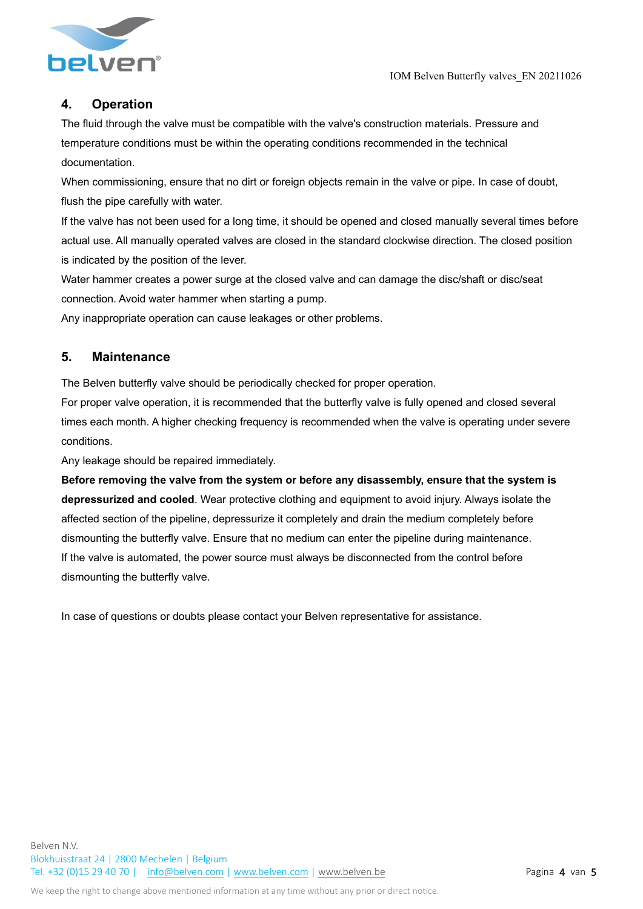## 4. Operation

The fluid through the valve must be compatible with the valve's construction materials. Pressure and temperature conditions must be within the operating conditions recommended in the technical documentation.

When commissioning, ensure that no dirt or foreign objects remain in the valve or pipe. In case of doubt, flush the pipe carefully with water.

If the valve has not been used for a long time, it should be opened and closed manually several times before actual use. All manually operated valves are closed in the standard clockwise direction. The closed position is indicated by the position of the lever.

Water hammer creates a power surge at the closed valve and can damage the disc/shaft or disc/seat connection. Avoid water hammer when starting a pump.

Any inappropriate operation can cause leakages or other problems.

## 5. Maintenance

The Belven butterfly valve should be periodically checked for proper operation.

For proper valve operation, it is recommended that the butterfly valve is fully opened and closed several times each month. A higher checking frequency is recommended when the valve is operating under severe conditions.

Any leakage should be repaired immediately.

**Before removing the valve from the system or before any disassembly, ensure that the system is depressurized and cooled**. Wear protective clothing and equipment to avoid injury. Always isolate the affected section of the pipeline, depressurize it completely and drain the medium completely before dismounting the butterfly valve. Ensure that no medium can enter the pipeline during maintenance.

If the valve is automated, the power source must always be disconnected from the control before dismounting the butterfly valve.

In case of questions or doubts please contact your Belven representative for assistance.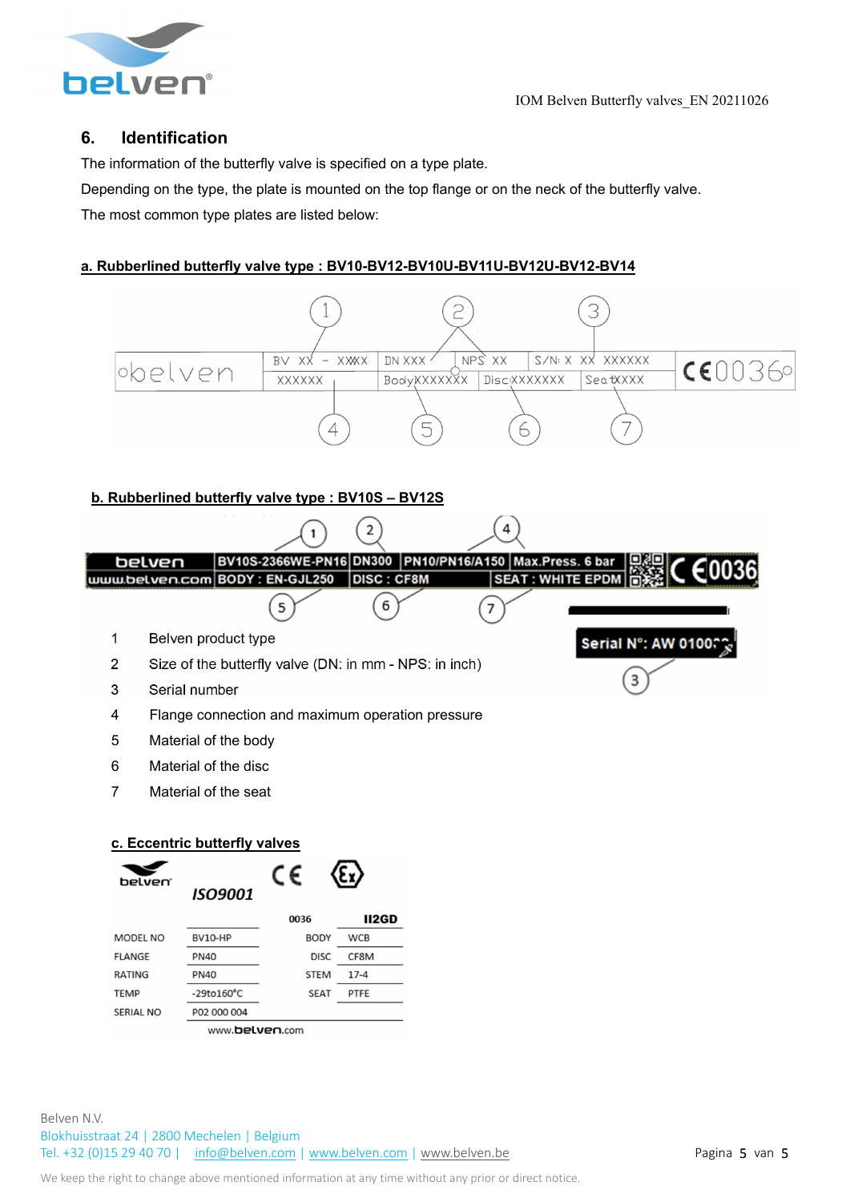## 6. Identification

The information of the butterfly valve is specified on a type plate.

Depending on the type, the plate is mounted on the top flange or on the neck of the butterfly valve.

The most common type plates are listed below:

### a. Rubberlined butterfly valve type : BV10-BV12-BV10U-BV11U-BV12U-BV12-BV14

belven

BV XX – XXXX | DN XXX | NPS XX | S/N: X XX XXXXXX

XXXXXX | Body XXXXXXX | Disc XXXXXXX | Seat XXXX

CE 0036

1 2 3 4 5 6 7

### b. Rubberlined butterfly valve type : BV10S – BV12S

belven | BV10S-2366WE-PN16 | DN300 | PN10/PN16/A150 | Max.Press. 6 bar

www.belven.com | BODY : EN-GJL250 | DISC : CF8M | SEAT : WHITE EPDM

CE 0036

Serial N°: AW 0100…

1 2 3 4 5 6 7

1 Belven product type
2 Size of the butterfly valve (DN: in mm - NPS: in inch)
3 Serial number
4 Flange connection and maximum operation pressure
5 Material of the body
6 Material of the disc
7 Material of the seat

### c. Eccentric butterfly valves

belven

ISO9001

CE 0036 Ex II2GD

| | | | |
|---|---|---|---|
| MODEL NO | BV10-HP | BODY | WCB |
| FLANGE | PN40 | DISC | CF8M |
| RATING | PN40 | STEM | 17-4 |
| TEMP | -29to160°C | SEAT | PTFE |
| SERIAL NO | P02 000 004 | | |

www.belven.com

Belven N.V.
Blokhuisstraat 24 | 2800 Mechelen | Belgium
Tel. +32 (0)15 29 40 70 | info@belven.com | www.belven.com | www.belven.be

We keep the right to change above mentioned information at any time without any prior or direct notice.